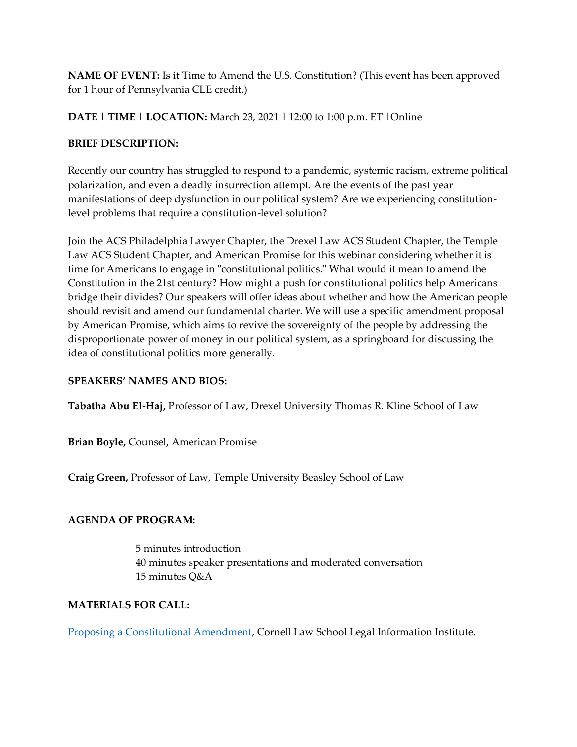**NAME OF EVENT:** Is it Time to Amend the U.S. Constitution? (This event has been approved for 1 hour of Pennsylvania CLE credit.)

**DATE | TIME | LOCATION:** March 23, 2021 | 12:00 to 1:00 p.m. ET |Online

**BRIEF DESCRIPTION:**

Recently our country has struggled to respond to a pandemic, systemic racism, extreme political polarization, and even a deadly insurrection attempt. Are the events of the past year manifestations of deep dysfunction in our political system? Are we experiencing constitution-level problems that require a constitution-level solution?

Join the ACS Philadelphia Lawyer Chapter, the Drexel Law ACS Student Chapter, the Temple Law ACS Student Chapter, and American Promise for this webinar considering whether it is time for Americans to engage in "constitutional politics." What would it mean to amend the Constitution in the 21st century? How might a push for constitutional politics help Americans bridge their divides? Our speakers will offer ideas about whether and how the American people should revisit and amend our fundamental charter. We will use a specific amendment proposal by American Promise, which aims to revive the sovereignty of the people by addressing the disproportionate power of money in our political system, as a springboard for discussing the idea of constitutional politics more generally.

**SPEAKERS' NAMES AND BIOS:**

**Tabatha Abu El-Haj,** Professor of Law, Drexel University Thomas R. Kline School of Law

**Brian Boyle,** Counsel, American Promise

**Craig Green,** Professor of Law, Temple University Beasley School of Law

**AGENDA OF PROGRAM:**

5 minutes introduction
40 minutes speaker presentations and moderated conversation
15 minutes Q&A

**MATERIALS FOR CALL:**

Proposing a Constitutional Amendment, Cornell Law School Legal Information Institute.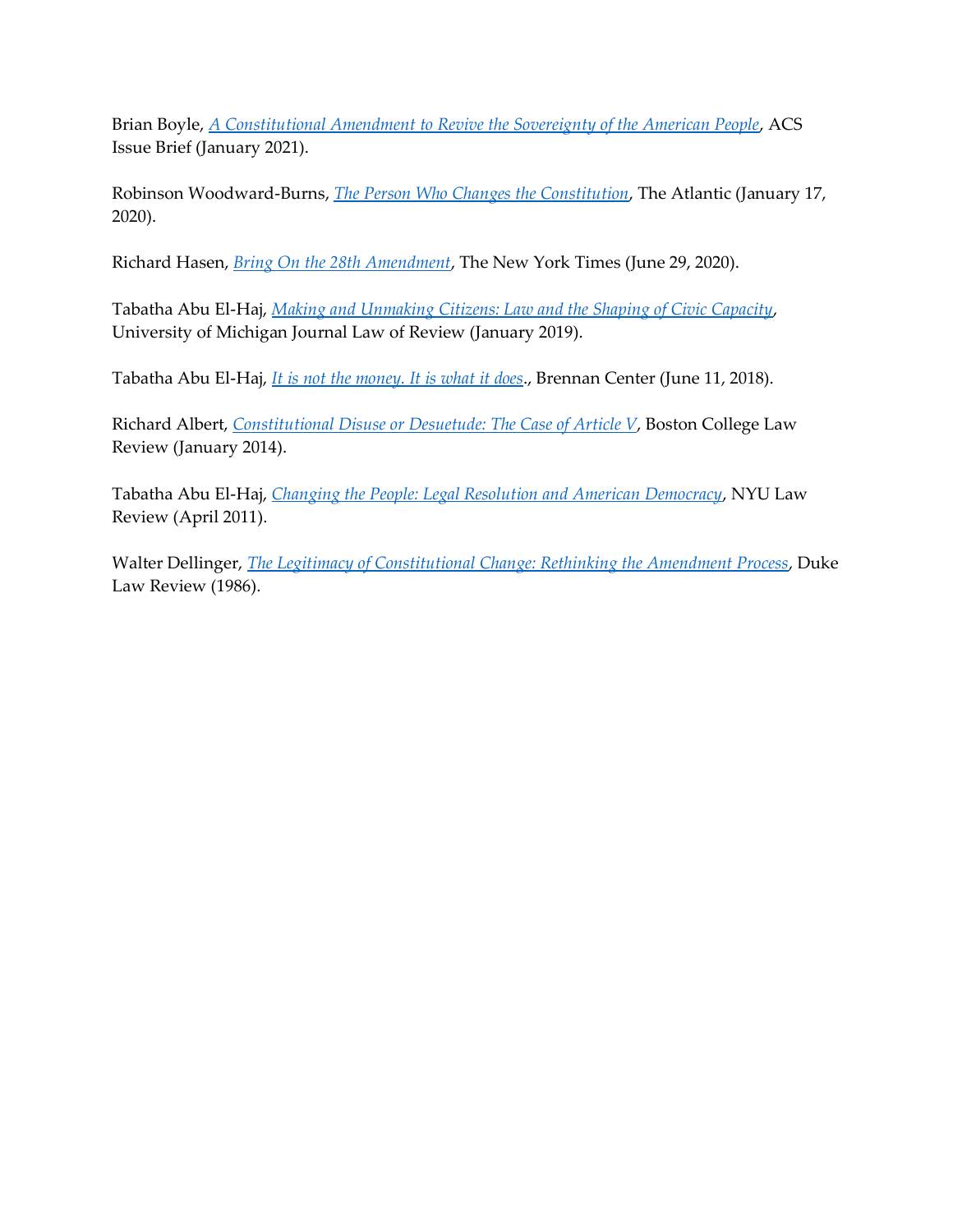Brian Boyle, *A Constitutional Amendment to Revive the Sovereignty of the American People*, ACS Issue Brief (January 2021).

Robinson Woodward-Burns, *The Person Who Changes the Constitution*, The Atlantic (January 17, 2020).

Richard Hasen, *Bring On the 28th Amendment*, The New York Times (June 29, 2020).

Tabatha Abu El-Haj, *Making and Unmaking Citizens: Law and the Shaping of Civic Capacity*, University of Michigan Journal Law of Review (January 2019).

Tabatha Abu El-Haj, *It is not the money. It is what it does.*, Brennan Center (June 11, 2018).

Richard Albert, *Constitutional Disuse or Desuetude: The Case of Article V*, Boston College Law Review (January 2014).

Tabatha Abu El-Haj, *Changing the People: Legal Resolution and American Democracy*, NYU Law Review (April 2011).

Walter Dellinger, *The Legitimacy of Constitutional Change: Rethinking the Amendment Process*, Duke Law Review (1986).